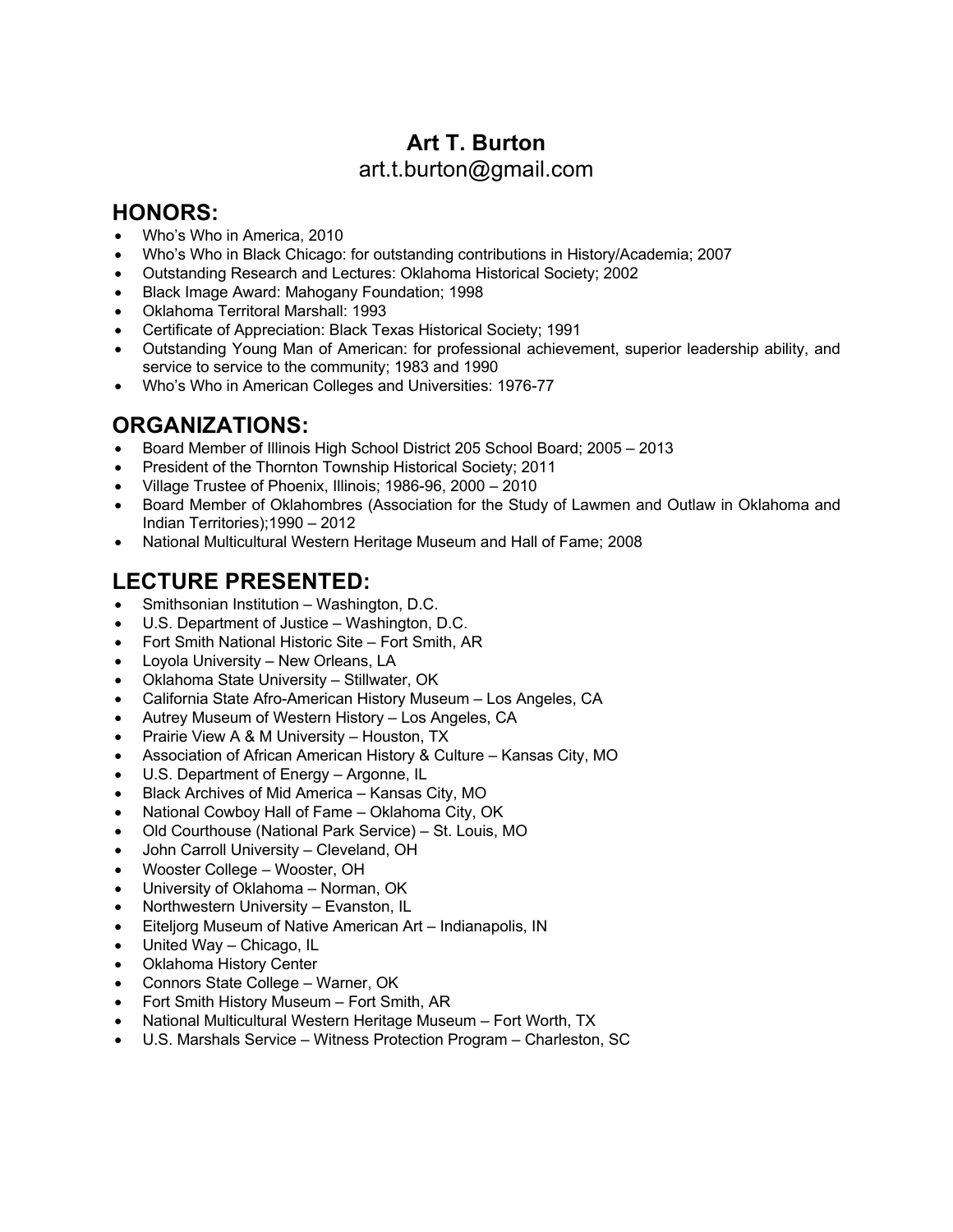# Art T. Burton

art.t.burton@gmail.com

## HONORS:

- Who's Who in America, 2010
- Who's Who in Black Chicago: for outstanding contributions in History/Academia; 2007
- Outstanding Research and Lectures: Oklahoma Historical Society; 2002
- Black Image Award: Mahogany Foundation; 1998
- Oklahoma Territoral Marshall: 1993
- Certificate of Appreciation: Black Texas Historical Society; 1991
- Outstanding Young Man of American: for professional achievement, superior leadership ability, and service to service to the community; 1983 and 1990
- Who's Who in American Colleges and Universities: 1976-77

## ORGANIZATIONS:

- Board Member of Illinois High School District 205 School Board; 2005 – 2013
- President of the Thornton Township Historical Society; 2011
- Village Trustee of Phoenix, Illinois; 1986-96, 2000 – 2010
- Board Member of Oklahombres (Association for the Study of Lawmen and Outlaw in Oklahoma and Indian Territories);1990 – 2012
- National Multicultural Western Heritage Museum and Hall of Fame; 2008

## LECTURE PRESENTED:

- Smithsonian Institution – Washington, D.C.
- U.S. Department of Justice – Washington, D.C.
- Fort Smith National Historic Site – Fort Smith, AR
- Loyola University – New Orleans, LA
- Oklahoma State University – Stillwater, OK
- California State Afro-American History Museum – Los Angeles, CA
- Autrey Museum of Western History – Los Angeles, CA
- Prairie View A & M University – Houston, TX
- Association of African American History & Culture – Kansas City, MO
- U.S. Department of Energy – Argonne, IL
- Black Archives of Mid America – Kansas City, MO
- National Cowboy Hall of Fame – Oklahoma City, OK
- Old Courthouse (National Park Service) – St. Louis, MO
- John Carroll University – Cleveland, OH
- Wooster College – Wooster, OH
- University of Oklahoma – Norman, OK
- Northwestern University – Evanston, IL
- Eiteljorg Museum of Native American Art – Indianapolis, IN
- United Way – Chicago, IL
- Oklahoma History Center
- Connors State College – Warner, OK
- Fort Smith History Museum – Fort Smith, AR
- National Multicultural Western Heritage Museum – Fort Worth, TX
- U.S. Marshals Service – Witness Protection Program – Charleston, SC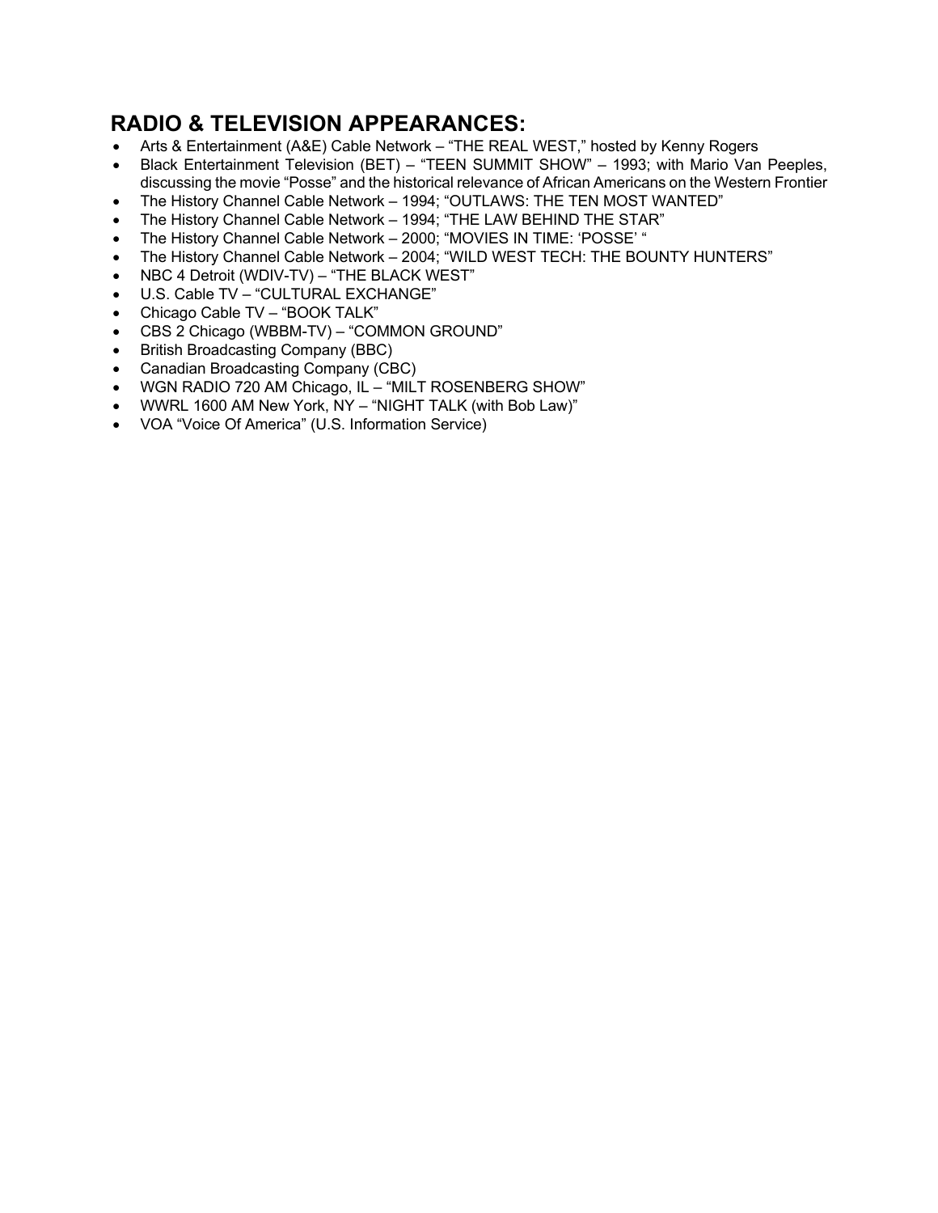## RADIO & TELEVISION APPEARANCES:

- Arts & Entertainment (A&E) Cable Network – "THE REAL WEST," hosted by Kenny Rogers
- Black Entertainment Television (BET) – "TEEN SUMMIT SHOW" – 1993; with Mario Van Peeples, discussing the movie "Posse" and the historical relevance of African Americans on the Western Frontier
- The History Channel Cable Network – 1994; "OUTLAWS: THE TEN MOST WANTED"
- The History Channel Cable Network – 1994; "THE LAW BEHIND THE STAR"
- The History Channel Cable Network – 2000; "MOVIES IN TIME: 'POSSE' "
- The History Channel Cable Network – 2004; "WILD WEST TECH: THE BOUNTY HUNTERS"
- NBC 4 Detroit (WDIV-TV) – "THE BLACK WEST"
- U.S. Cable TV – "CULTURAL EXCHANGE"
- Chicago Cable TV – "BOOK TALK"
- CBS 2 Chicago (WBBM-TV) – "COMMON GROUND"
- British Broadcasting Company (BBC)
- Canadian Broadcasting Company (CBC)
- WGN RADIO 720 AM Chicago, IL – "MILT ROSENBERG SHOW"
- WWRL 1600 AM New York, NY – "NIGHT TALK (with Bob Law)"
- VOA "Voice Of America" (U.S. Information Service)